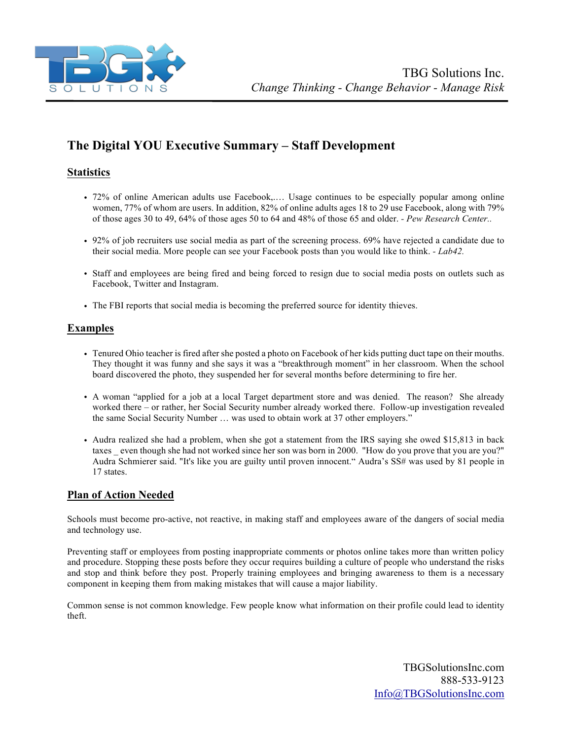TBG Solutions Inc.
*Change Thinking - Change Behavior - Manage Risk*

# The Digital YOU Executive Summary – Staff Development

## Statistics

- 72% of online American adults use Facebook,…. Usage continues to be especially popular among online women, 77% of whom are users. In addition, 82% of online adults ages 18 to 29 use Facebook, along with 79% of those ages 30 to 49, 64% of those ages 50 to 64 and 48% of those 65 and older. *- Pew Research Center..*
- 92% of job recruiters use social media as part of the screening process. 69% have rejected a candidate due to their social media. More people can see your Facebook posts than you would like to think. *- Lab42.*
- Staff and employees are being fired and being forced to resign due to social media posts on outlets such as Facebook, Twitter and Instagram.
- The FBI reports that social media is becoming the preferred source for identity thieves.

## Examples

- Tenured Ohio teacher is fired after she posted a photo on Facebook of her kids putting duct tape on their mouths. They thought it was funny and she says it was a "breakthrough moment" in her classroom. When the school board discovered the photo, they suspended her for several months before determining to fire her.
- A woman "applied for a job at a local Target department store and was denied. The reason? She already worked there – or rather, her Social Security number already worked there. Follow-up investigation revealed the same Social Security Number … was used to obtain work at 37 other employers."
- Audra realized she had a problem, when she got a statement from the IRS saying she owed $15,813 in back taxes _ even though she had not worked since her son was born in 2000. "How do you prove that you are you?" Audra Schmierer said. "It's like you are guilty until proven innocent." Audra's SS# was used by 81 people in 17 states.

## Plan of Action Needed

Schools must become pro-active, not reactive, in making staff and employees aware of the dangers of social media and technology use.

Preventing staff or employees from posting inappropriate comments or photos online takes more than written policy and procedure. Stopping these posts before they occur requires building a culture of people who understand the risks and stop and think before they post. Properly training employees and bringing awareness to them is a necessary component in keeping them from making mistakes that will cause a major liability.

Common sense is not common knowledge. Few people know what information on their profile could lead to identity theft.

TBGSolutionsInc.com
888-533-9123
Info@TBGSolutionsInc.com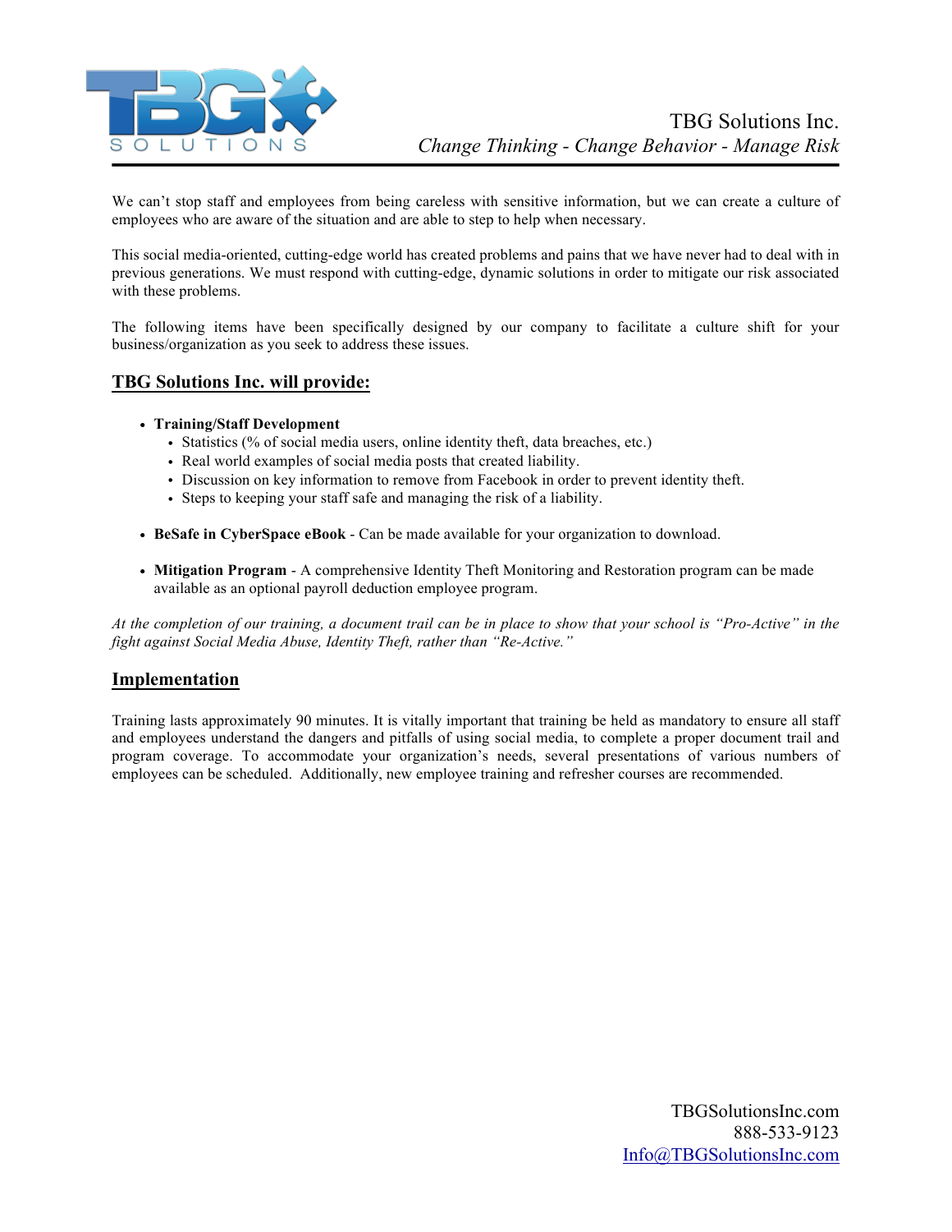TBG Solutions Inc.
*Change Thinking - Change Behavior - Manage Risk*

We can't stop staff and employees from being careless with sensitive information, but we can create a culture of employees who are aware of the situation and are able to step to help when necessary.

This social media-oriented, cutting-edge world has created problems and pains that we have never had to deal with in previous generations. We must respond with cutting-edge, dynamic solutions in order to mitigate our risk associated with these problems.

The following items have been specifically designed by our company to facilitate a culture shift for your business/organization as you seek to address these issues.

## TBG Solutions Inc. will provide:

- **Training/Staff Development**
  - Statistics (% of social media users, online identity theft, data breaches, etc.)
  - Real world examples of social media posts that created liability.
  - Discussion on key information to remove from Facebook in order to prevent identity theft.
  - Steps to keeping your staff safe and managing the risk of a liability.
- **BeSafe in CyberSpace eBook** - Can be made available for your organization to download.
- **Mitigation Program** - A comprehensive Identity Theft Monitoring and Restoration program can be made available as an optional payroll deduction employee program.

*At the completion of our training, a document trail can be in place to show that your school is "Pro-Active" in the fight against Social Media Abuse, Identity Theft, rather than "Re-Active."*

## Implementation

Training lasts approximately 90 minutes. It is vitally important that training be held as mandatory to ensure all staff and employees understand the dangers and pitfalls of using social media, to complete a proper document trail and program coverage. To accommodate your organization's needs, several presentations of various numbers of employees can be scheduled. Additionally, new employee training and refresher courses are recommended.

TBGSolutionsInc.com
888-533-9123
Info@TBGSolutionsInc.com